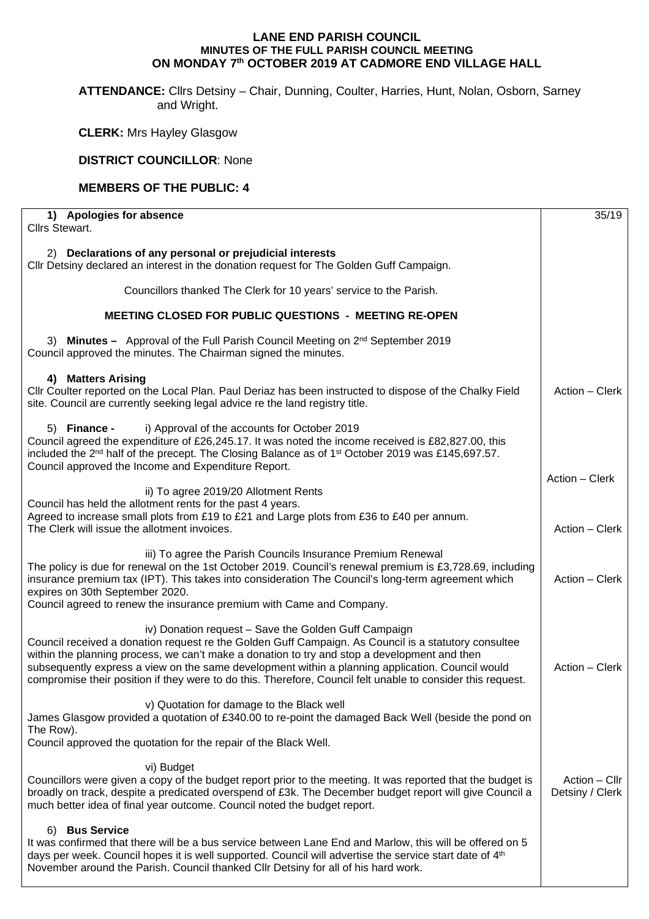# LANE END PARISH COUNCIL

## MINUTES OF THE FULL PARISH COUNCIL MEETING ON MONDAY 7th OCTOBER 2019 AT CADMORE END VILLAGE HALL

**ATTENDANCE:** Cllrs Detsiny – Chair, Dunning, Coulter, Harries, Hunt, Nolan, Osborn, Sarney and Wright.

**CLERK:** Mrs Hayley Glasgow

**DISTRICT COUNCILLOR**: None

**MEMBERS OF THE PUBLIC: 4**

| | 35/19 |
|---|---|
| **1) Apologies for absence**<br>Cllrs Stewart. | |
| 2) **Declarations of any personal or prejudicial interests**<br>Cllr Detsiny declared an interest in the donation request for The Golden Guff Campaign. | |
| Councillors thanked The Clerk for 10 years' service to the Parish. | |
| **MEETING CLOSED FOR PUBLIC QUESTIONS - MEETING RE-OPEN** | |
| 3) **Minutes –** Approval of the Full Parish Council Meeting on 2nd September 2019<br>Council approved the minutes. The Chairman signed the minutes. | |
| **4) Matters Arising**<br>Cllr Coulter reported on the Local Plan. Paul Deriaz has been instructed to dispose of the Chalky Field site. Council are currently seeking legal advice re the land registry title. | Action – Clerk |
| 5) **Finance -** i) Approval of the accounts for October 2019<br>Council agreed the expenditure of £26,245.17. It was noted the income received is £82,827.00, this included the 2nd half of the precept. The Closing Balance as of 1st October 2019 was £145,697.57.<br>Council approved the Income and Expenditure Report. | Action – Clerk |
| ii) To agree 2019/20 Allotment Rents<br>Council has held the allotment rents for the past 4 years.<br>Agreed to increase small plots from £19 to £21 and Large plots from £36 to £40 per annum.<br>The Clerk will issue the allotment invoices. | Action – Clerk |
| iii) To agree the Parish Councils Insurance Premium Renewal<br>The policy is due for renewal on the 1st October 2019. Council's renewal premium is £3,728.69, including insurance premium tax (IPT). This takes into consideration The Council's long-term agreement which expires on 30th September 2020.<br>Council agreed to renew the insurance premium with Came and Company. | Action – Clerk |
| iv) Donation request – Save the Golden Guff Campaign<br>Council received a donation request re the Golden Guff Campaign. As Council is a statutory consultee within the planning process, we can't make a donation to try and stop a development and then subsequently express a view on the same development within a planning application. Council would compromise their position if they were to do this. Therefore, Council felt unable to consider this request. | Action – Clerk |
| v) Quotation for damage to the Black well<br>James Glasgow provided a quotation of £340.00 to re-point the damaged Back Well (beside the pond on The Row).<br>Council approved the quotation for the repair of the Black Well. | |
| vi) Budget<br>Councillors were given a copy of the budget report prior to the meeting. It was reported that the budget is broadly on track, despite a predicated overspend of £3k. The December budget report will give Council a much better idea of final year outcome. Council noted the budget report. | Action – Cllr Detsiny / Clerk |
| 6) **Bus Service**<br>It was confirmed that there will be a bus service between Lane End and Marlow, this will be offered on 5 days per week. Council hopes it is well supported. Council will advertise the service start date of 4th November around the Parish. Council thanked Cllr Detsiny for all of his hard work. | |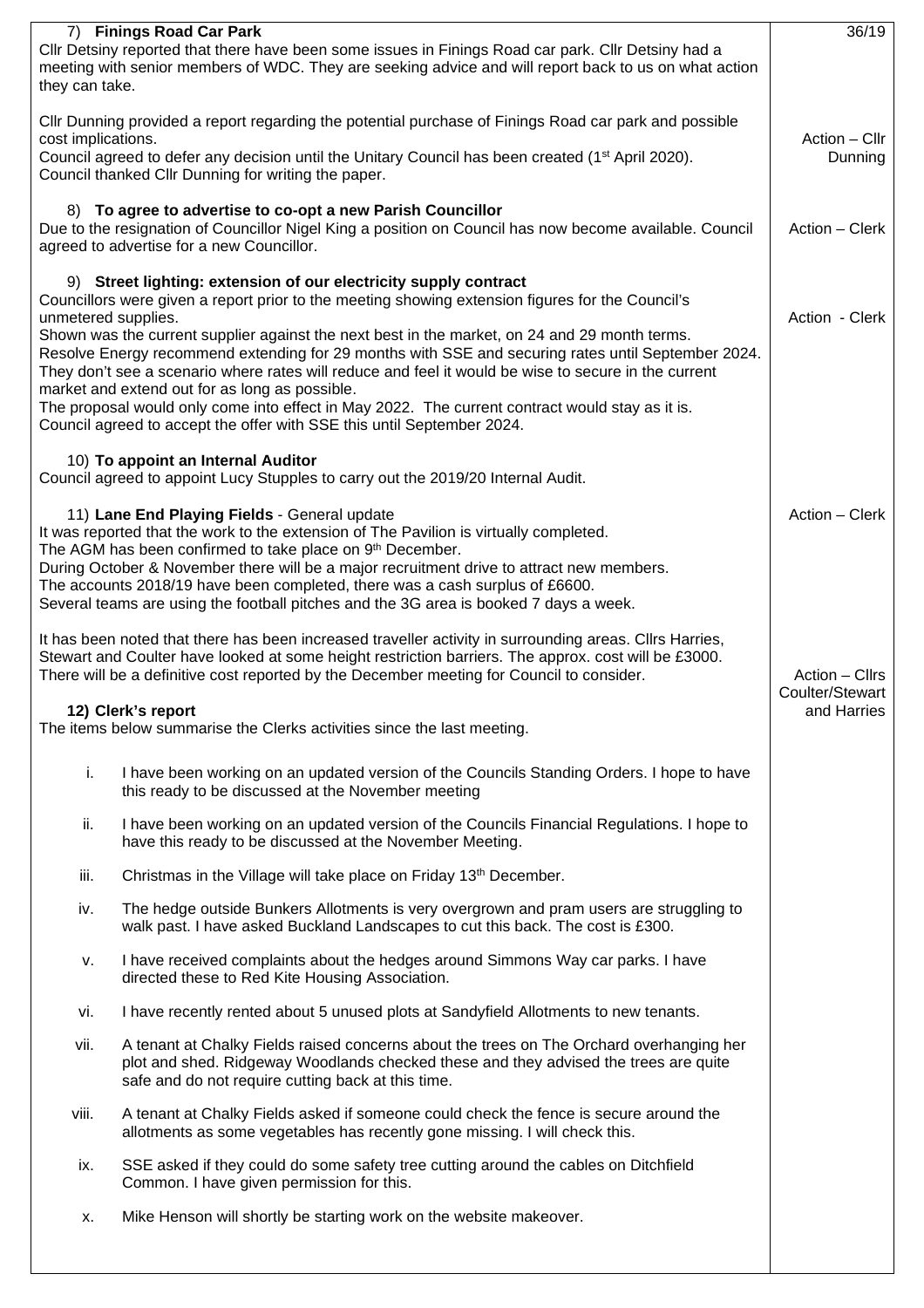| | 36/19 |
|---|---|
| 7) **Finings Road Car Park**<br>Cllr Detsiny reported that there have been some issues in Finings Road car park. Cllr Detsiny had a meeting with senior members of WDC. They are seeking advice and will report back to us on what action they can take.<br><br>Cllr Dunning provided a report regarding the potential purchase of Finings Road car park and possible cost implications.<br>Council agreed to defer any decision until the Unitary Council has been created (1st April 2020).<br>Council thanked Cllr Dunning for writing the paper. | Action – Cllr Dunning |
| 8) **To agree to advertise to co-opt a new Parish Councillor**<br>Due to the resignation of Councillor Nigel King a position on Council has now become available. Council agreed to advertise for a new Councillor. | Action – Clerk |
| 9) **Street lighting: extension of our electricity supply contract**<br>Councillors were given a report prior to the meeting showing extension figures for the Council's unmetered supplies.<br>Shown was the current supplier against the next best in the market, on 24 and 29 month terms.<br>Resolve Energy recommend extending for 29 months with SSE and securing rates until September 2024. They don't see a scenario where rates will reduce and feel it would be wise to secure in the current market and extend out for as long as possible.<br>The proposal would only come into effect in May 2022. The current contract would stay as it is.<br>Council agreed to accept the offer with SSE this until September 2024. | Action - Clerk |
| 10) **To appoint an Internal Auditor**<br>Council agreed to appoint Lucy Stupples to carry out the 2019/20 Internal Audit. | |
| 11) **Lane End Playing Fields** - General update<br>It was reported that the work to the extension of The Pavilion is virtually completed.<br>The AGM has been confirmed to take place on 9th December.<br>During October & November there will be a major recruitment drive to attract new members.<br>The accounts 2018/19 have been completed, there was a cash surplus of £6600.<br>Several teams are using the football pitches and the 3G area is booked 7 days a week. | Action – Clerk |
| It has been noted that there has been increased traveller activity in surrounding areas. Cllrs Harries, Stewart and Coulter have looked at some height restriction barriers. The approx. cost will be £3000. There will be a definitive cost reported by the December meeting for Council to consider. | Action – Cllrs Coulter/Stewart and Harries |
| **12) Clerk's report**<br>The items below summarise the Clerks activities since the last meeting.<br><br>i. I have been working on an updated version of the Councils Standing Orders. I hope to have this ready to be discussed at the November meeting<br>ii. I have been working on an updated version of the Councils Financial Regulations. I hope to have this ready to be discussed at the November Meeting.<br>iii. Christmas in the Village will take place on Friday 13th December.<br>iv. The hedge outside Bunkers Allotments is very overgrown and pram users are struggling to walk past. I have asked Buckland Landscapes to cut this back. The cost is £300.<br>v. I have received complaints about the hedges around Simmons Way car parks. I have directed these to Red Kite Housing Association.<br>vi. I have recently rented about 5 unused plots at Sandyfield Allotments to new tenants.<br>vii. A tenant at Chalky Fields raised concerns about the trees on The Orchard overhanging her plot and shed. Ridgeway Woodlands checked these and they advised the trees are quite safe and do not require cutting back at this time.<br>viii. A tenant at Chalky Fields asked if someone could check the fence is secure around the allotments as some vegetables has recently gone missing. I will check this.<br>ix. SSE asked if they could do some safety tree cutting around the cables on Ditchfield Common. I have given permission for this.<br>x. Mike Henson will shortly be starting work on the website makeover. | |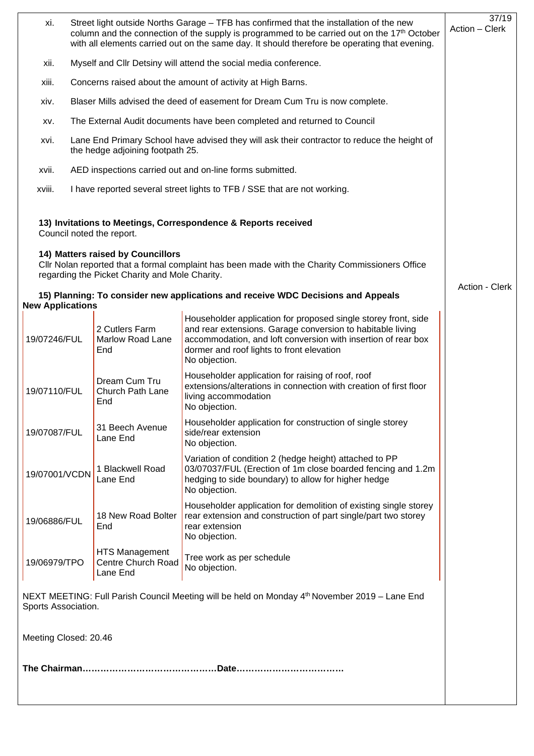xi. Street light outside Norths Garage – TFB has confirmed that the installation of the new column and the connection of the supply is programmed to be carried out on the 17th October with all elements carried out on the same day. It should therefore be operating that evening. — Action – Clerk

xii. Myself and Cllr Detsiny will attend the social media conference.

xiii. Concerns raised about the amount of activity at High Barns.

xiv. Blaser Mills advised the deed of easement for Dream Cum Tru is now complete.

xv. The External Audit documents have been completed and returned to Council

xvi. Lane End Primary School have advised they will ask their contractor to reduce the height of the hedge adjoining footpath 25.

xvii. AED inspections carried out and on-line forms submitted.

xviii. I have reported several street lights to TFB / SSE that are not working.

**13) Invitations to Meetings, Correspondence & Reports received**

Council noted the report.

**14) Matters raised by Councillors**

Cllr Nolan reported that a formal complaint has been made with the Charity Commissioners Office regarding the Picket Charity and Mole Charity. — Action - Clerk

**15) Planning: To consider new applications and receive WDC Decisions and Appeals**

**New Applications**

| | | |
|---|---|---|
| 19/07246/FUL | 2 Cutlers Farm Marlow Road Lane End | Householder application for proposed single storey front, side and rear extensions. Garage conversion to habitable living accommodation, and loft conversion with insertion of rear box dormer and roof lights to front elevation<br>No objection. |
| 19/07110/FUL | Dream Cum Tru Church Path Lane End | Householder application for raising of roof, roof extensions/alterations in connection with creation of first floor living accommodation<br>No objection. |
| 19/07087/FUL | 31 Beech Avenue Lane End | Householder application for construction of single storey side/rear extension<br>No objection. |
| 19/07001/VCDN | 1 Blackwell Road Lane End | Variation of condition 2 (hedge height) attached to PP 03/07037/FUL (Erection of 1m close boarded fencing and 1.2m hedging to side boundary) to allow for higher hedge<br>No objection. |
| 19/06886/FUL | 18 New Road Bolter End | Householder application for demolition of existing single storey rear extension and construction of part single/part two storey rear extension<br>No objection. |
| 19/06979/TPO | HTS Management Centre Church Road Lane End | Tree work as per schedule<br>No objection. |

NEXT MEETING: Full Parish Council Meeting will be held on Monday 4th November 2019 – Lane End Sports Association.

Meeting Closed: 20.46

**The Chairman……………………………………Date………………………………**